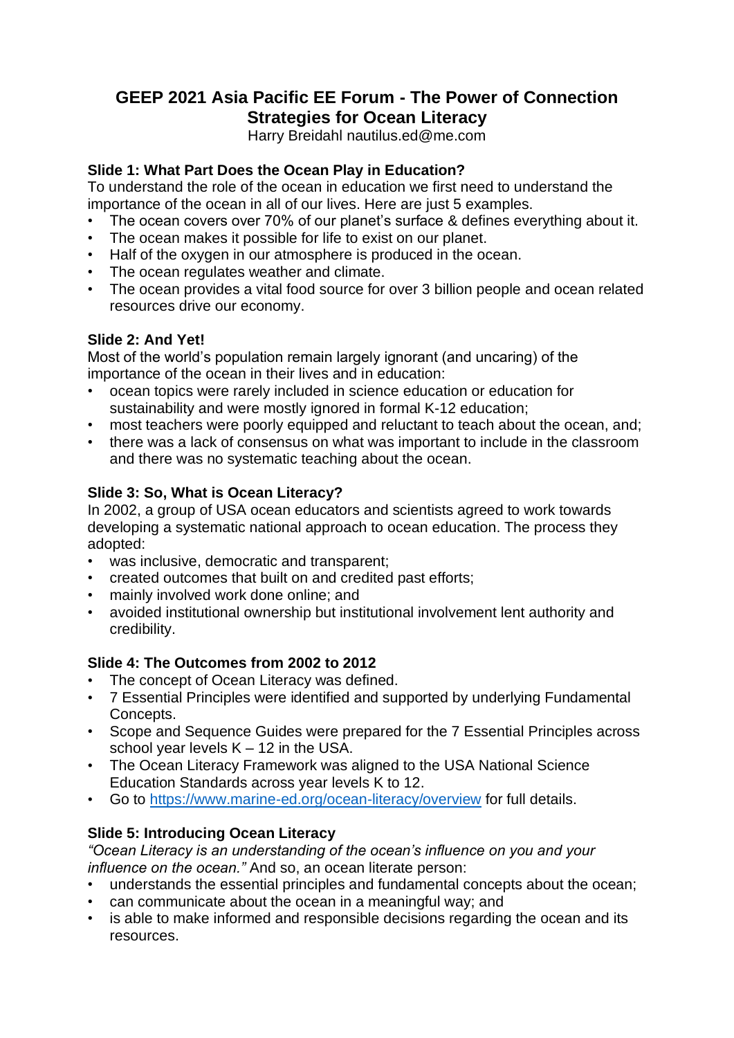# GEEP 2021 Asia Pacific EE Forum - The Power of Connection
# Strategies for Ocean Literacy

Harry Breidahl nautilus.ed@me.com

### Slide 1: What Part Does the Ocean Play in Education?

To understand the role of the ocean in education we first need to understand the importance of the ocean in all of our lives. Here are just 5 examples.

- The ocean covers over 70% of our planet's surface & defines everything about it.
- The ocean makes it possible for life to exist on our planet.
- Half of the oxygen in our atmosphere is produced in the ocean.
- The ocean regulates weather and climate.
- The ocean provides a vital food source for over 3 billion people and ocean related resources drive our economy.

### Slide 2: And Yet!

Most of the world's population remain largely ignorant (and uncaring) of the importance of the ocean in their lives and in education:

- ocean topics were rarely included in science education or education for sustainability and were mostly ignored in formal K-12 education;
- most teachers were poorly equipped and reluctant to teach about the ocean, and;
- there was a lack of consensus on what was important to include in the classroom and there was no systematic teaching about the ocean.

### Slide 3: So, What is Ocean Literacy?

In 2002, a group of USA ocean educators and scientists agreed to work towards developing a systematic national approach to ocean education. The process they adopted:

- was inclusive, democratic and transparent;
- created outcomes that built on and credited past efforts;
- mainly involved work done online; and
- avoided institutional ownership but institutional involvement lent authority and credibility.

### Slide 4: The Outcomes from 2002 to 2012

- The concept of Ocean Literacy was defined.
- 7 Essential Principles were identified and supported by underlying Fundamental Concepts.
- Scope and Sequence Guides were prepared for the 7 Essential Principles across school year levels K – 12 in the USA.
- The Ocean Literacy Framework was aligned to the USA National Science Education Standards across year levels K to 12.
- Go to [https://www.marine-ed.org/ocean-literacy/overview](https://www.marine-ed.org/ocean-literacy/overview) for full details.

### Slide 5: Introducing Ocean Literacy

*"Ocean Literacy is an understanding of the ocean's influence on you and your influence on the ocean."* And so, an ocean literate person:

- understands the essential principles and fundamental concepts about the ocean;
- can communicate about the ocean in a meaningful way; and
- is able to make informed and responsible decisions regarding the ocean and its resources.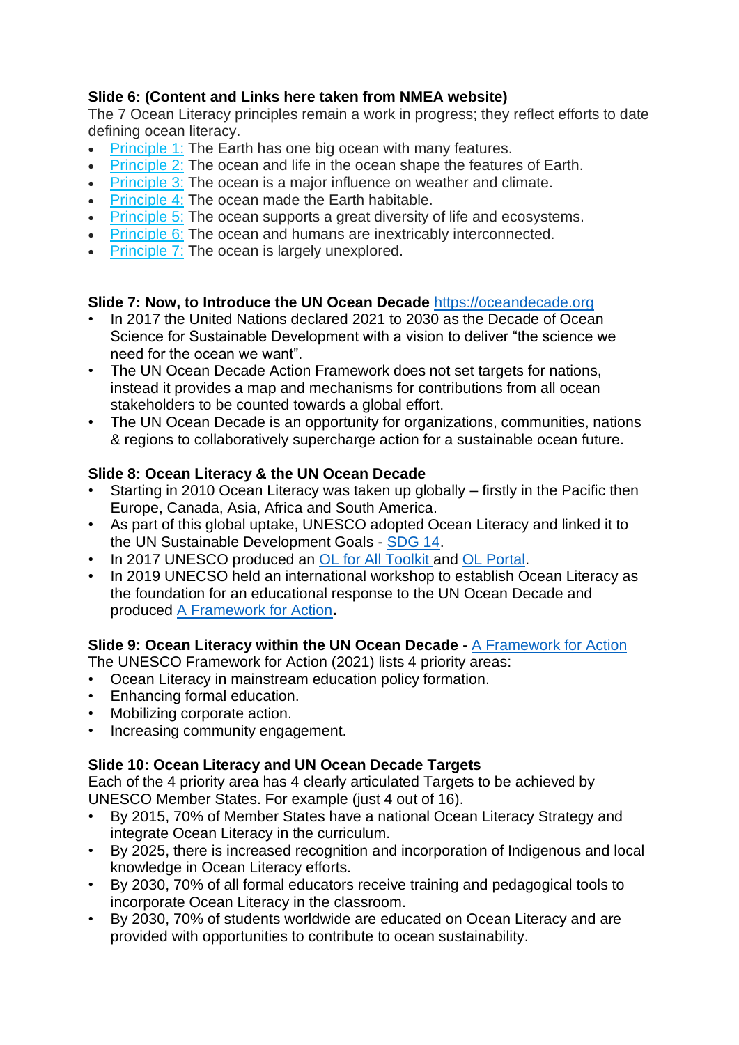**Slide 6: (Content and Links here taken from NMEA website)**
The 7 Ocean Literacy principles remain a work in progress; they reflect efforts to date defining ocean literacy.

- Principle 1: The Earth has one big ocean with many features.
- Principle 2: The ocean and life in the ocean shape the features of Earth.
- Principle 3: The ocean is a major influence on weather and climate.
- Principle 4: The ocean made the Earth habitable.
- Principle 5: The ocean supports a great diversity of life and ecosystems.
- Principle 6: The ocean and humans are inextricably interconnected.
- Principle 7: The ocean is largely unexplored.

**Slide 7: Now, to Introduce the UN Ocean Decade** https://oceandecade.org

- In 2017 the United Nations declared 2021 to 2030 as the Decade of Ocean Science for Sustainable Development with a vision to deliver "the science we need for the ocean we want".
- The UN Ocean Decade Action Framework does not set targets for nations, instead it provides a map and mechanisms for contributions from all ocean stakeholders to be counted towards a global effort.
- The UN Ocean Decade is an opportunity for organizations, communities, nations & regions to collaboratively supercharge action for a sustainable ocean future.

**Slide 8: Ocean Literacy & the UN Ocean Decade**

- Starting in 2010 Ocean Literacy was taken up globally – firstly in the Pacific then Europe, Canada, Asia, Africa and South America.
- As part of this global uptake, UNESCO adopted Ocean Literacy and linked it to the UN Sustainable Development Goals - SDG 14.
- In 2017 UNESCO produced an OL for All Toolkit and OL Portal.
- In 2019 UNECSO held an international workshop to establish Ocean Literacy as the foundation for an educational response to the UN Ocean Decade and produced A Framework for Action**.**

**Slide 9: Ocean Literacy within the UN Ocean Decade -** A Framework for Action
The UNESCO Framework for Action (2021) lists 4 priority areas:

- Ocean Literacy in mainstream education policy formation.
- Enhancing formal education.
- Mobilizing corporate action.
- Increasing community engagement.

**Slide 10: Ocean Literacy and UN Ocean Decade Targets**
Each of the 4 priority area has 4 clearly articulated Targets to be achieved by UNESCO Member States. For example (just 4 out of 16).

- By 2015, 70% of Member States have a national Ocean Literacy Strategy and integrate Ocean Literacy in the curriculum.
- By 2025, there is increased recognition and incorporation of Indigenous and local knowledge in Ocean Literacy efforts.
- By 2030, 70% of all formal educators receive training and pedagogical tools to incorporate Ocean Literacy in the classroom.
- By 2030, 70% of students worldwide are educated on Ocean Literacy and are provided with opportunities to contribute to ocean sustainability.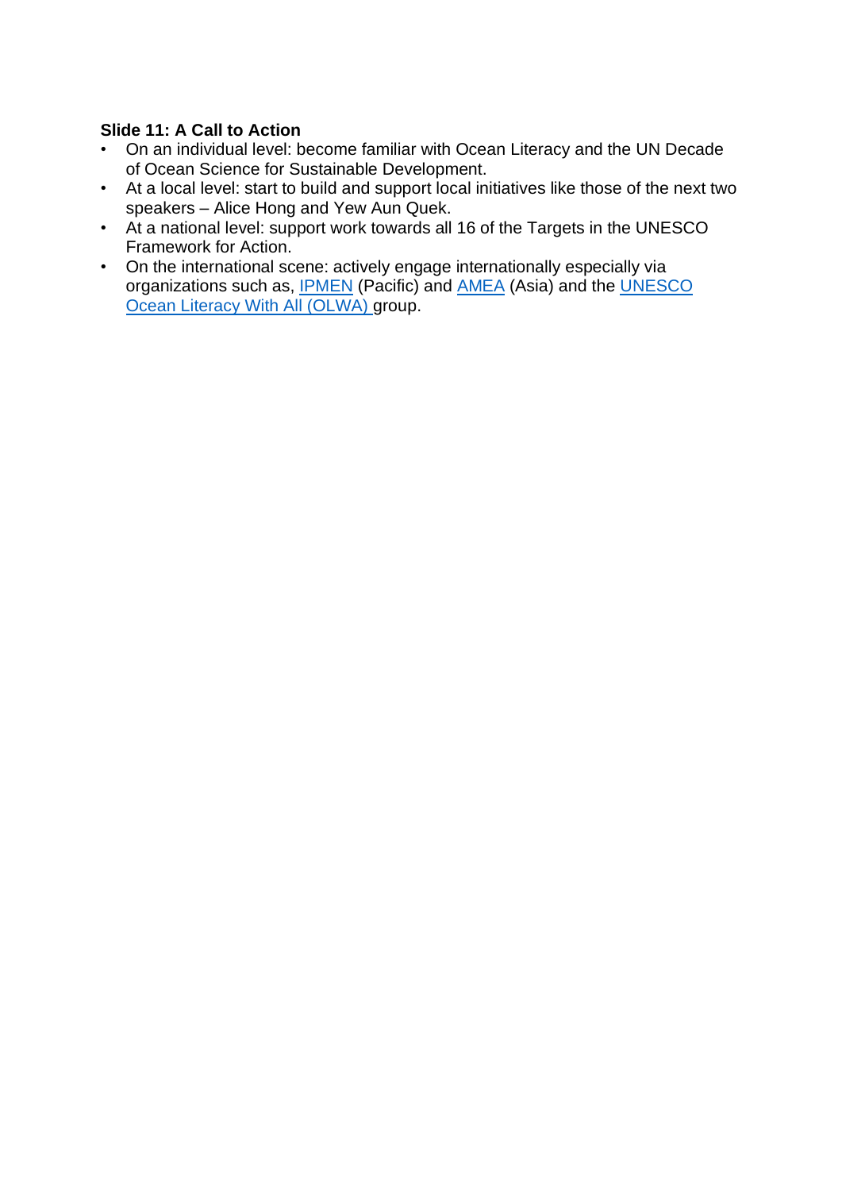**Slide 11: A Call to Action**

- On an individual level: become familiar with Ocean Literacy and the UN Decade of Ocean Science for Sustainable Development.
- At a local level: start to build and support local initiatives like those of the next two speakers – Alice Hong and Yew Aun Quek.
- At a national level: support work towards all 16 of the Targets in the UNESCO Framework for Action.
- On the international scene: actively engage internationally especially via organizations such as, IPMEN (Pacific) and AMEA (Asia) and the UNESCO Ocean Literacy With All (OLWA) group.